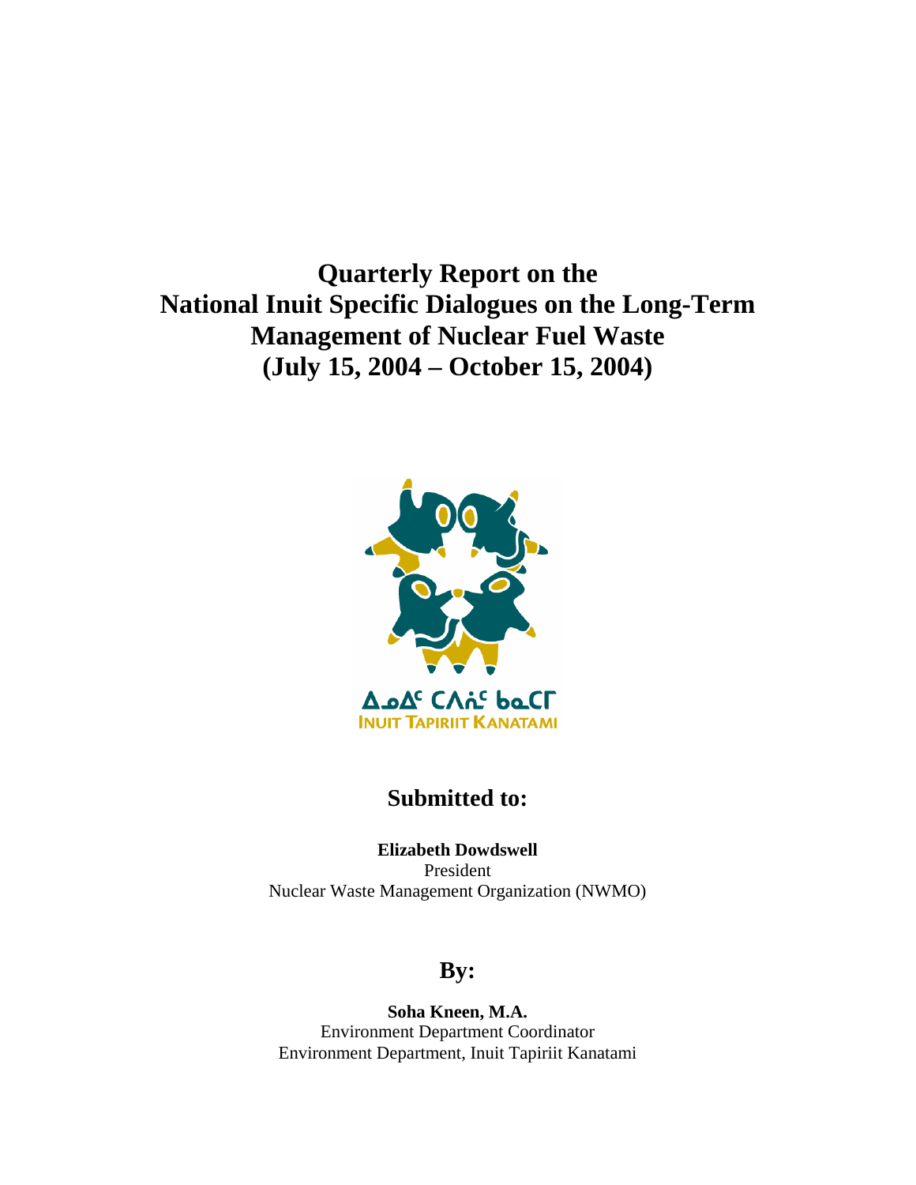# Quarterly Report on the National Inuit Specific Dialogues on the Long-Term Management of Nuclear Fuel Waste (July 15, 2004 – October 15, 2004)

ᐃᓄᐃᑦ ᑕᐱᕇᑦ ᑲᓇᑕᒥ
INUIT TAPIRIIT KANATAMI

## Submitted to:

**Elizabeth Dowdswell**
President
Nuclear Waste Management Organization (NWMO)

## By:

**Soha Kneen, M.A.**
Environment Department Coordinator
Environment Department, Inuit Tapiriit Kanatami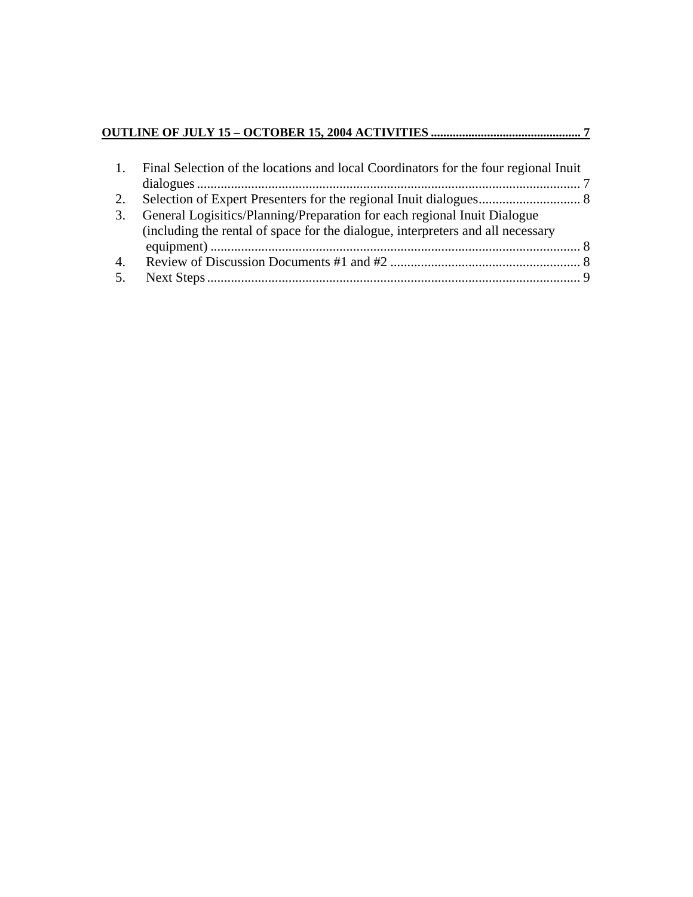**OUTLINE OF JULY 15 – OCTOBER 15, 2004 ACTIVITIES ............................................... 7**

1. Final Selection of the locations and local Coordinators for the four regional Inuit dialogues ................................................................................................................ 7
2. Selection of Expert Presenters for the regional Inuit dialogues.............................. 8
3. General Logisitics/Planning/Preparation for each regional Inuit Dialogue (including the rental of space for the dialogue, interpreters and all necessary equipment) ............................................................................................................ 8
4. Review of Discussion Documents #1 and #2 ........................................................ 8
5. Next Steps ............................................................................................................. 9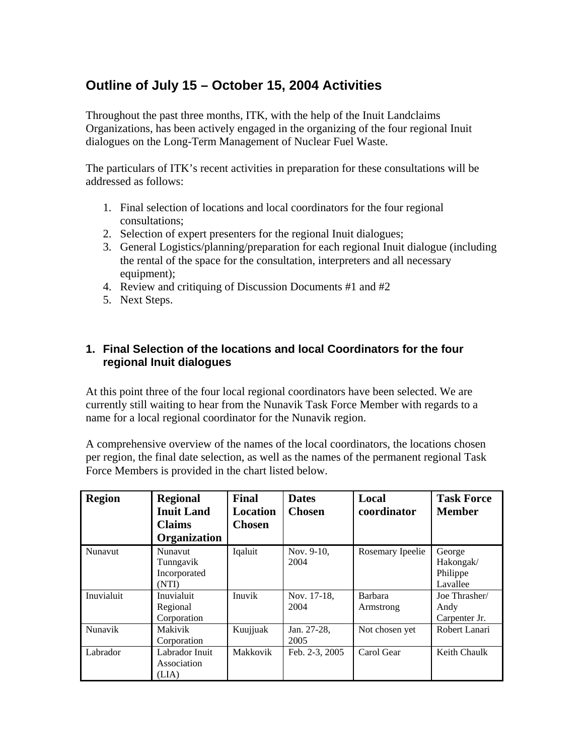## Outline of July 15 – October 15, 2004 Activities

Throughout the past three months, ITK, with the help of the Inuit Landclaims Organizations, has been actively engaged in the organizing of the four regional Inuit dialogues on the Long-Term Management of Nuclear Fuel Waste.

The particulars of ITK's recent activities in preparation for these consultations will be addressed as follows:

1. Final selection of locations and local coordinators for the four regional consultations;
2. Selection of expert presenters for the regional Inuit dialogues;
3. General Logistics/planning/preparation for each regional Inuit dialogue (including the rental of the space for the consultation, interpreters and all necessary equipment);
4. Review and critiquing of Discussion Documents #1 and #2
5. Next Steps.

### 1. Final Selection of the locations and local Coordinators for the four regional Inuit dialogues

At this point three of the four local regional coordinators have been selected. We are currently still waiting to hear from the Nunavik Task Force Member with regards to a name for a local regional coordinator for the Nunavik region.

A comprehensive overview of the names of the local coordinators, the locations chosen per region, the final date selection, as well as the names of the permanent regional Task Force Members is provided in the chart listed below.

| Region | Regional Inuit Land Claims Organization | Final Location Chosen | Dates Chosen | Local coordinator | Task Force Member |
|---|---|---|---|---|---|
| Nunavut | Nunavut Tunngavik Incorporated (NTI) | Iqaluit | Nov. 9-10, 2004 | Rosemary Ipeelie | George Hakongak/ Philippe Lavallee |
| Inuvialuit | Inuvialuit Regional Corporation | Inuvik | Nov. 17-18, 2004 | Barbara Armstrong | Joe Thrasher/ Andy Carpenter Jr. |
| Nunavik | Makivik Corporation | Kuujjuak | Jan. 27-28, 2005 | Not chosen yet | Robert Lanari |
| Labrador | Labrador Inuit Association (LIA) | Makkovik | Feb. 2-3, 2005 | Carol Gear | Keith Chaulk |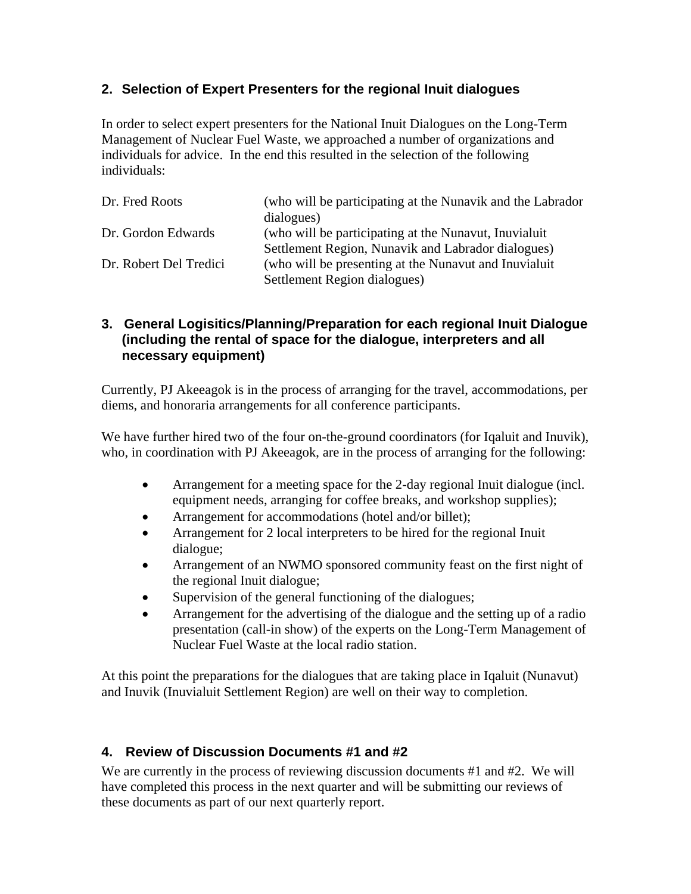## 2. Selection of Expert Presenters for the regional Inuit dialogues

In order to select expert presenters for the National Inuit Dialogues on the Long-Term Management of Nuclear Fuel Waste, we approached a number of organizations and individuals for advice. In the end this resulted in the selection of the following individuals:

| | |
|---|---|
| Dr. Fred Roots | (who will be participating at the Nunavik and the Labrador dialogues) |
| Dr. Gordon Edwards | (who will be participating at the Nunavut, Inuvialuit Settlement Region, Nunavik and Labrador dialogues) |
| Dr. Robert Del Tredici | (who will be presenting at the Nunavut and Inuvialuit Settlement Region dialogues) |

## 3. General Logisitics/Planning/Preparation for each regional Inuit Dialogue (including the rental of space for the dialogue, interpreters and all necessary equipment)

Currently, PJ Akeeagok is in the process of arranging for the travel, accommodations, per diems, and honoraria arrangements for all conference participants.

We have further hired two of the four on-the-ground coordinators (for Iqaluit and Inuvik), who, in coordination with PJ Akeeagok, are in the process of arranging for the following:

- Arrangement for a meeting space for the 2-day regional Inuit dialogue (incl. equipment needs, arranging for coffee breaks, and workshop supplies);
- Arrangement for accommodations (hotel and/or billet);
- Arrangement for 2 local interpreters to be hired for the regional Inuit dialogue;
- Arrangement of an NWMO sponsored community feast on the first night of the regional Inuit dialogue;
- Supervision of the general functioning of the dialogues;
- Arrangement for the advertising of the dialogue and the setting up of a radio presentation (call-in show) of the experts on the Long-Term Management of Nuclear Fuel Waste at the local radio station.

At this point the preparations for the dialogues that are taking place in Iqaluit (Nunavut) and Inuvik (Inuvialuit Settlement Region) are well on their way to completion.

## 4. Review of Discussion Documents #1 and #2

We are currently in the process of reviewing discussion documents #1 and #2. We will have completed this process in the next quarter and will be submitting our reviews of these documents as part of our next quarterly report.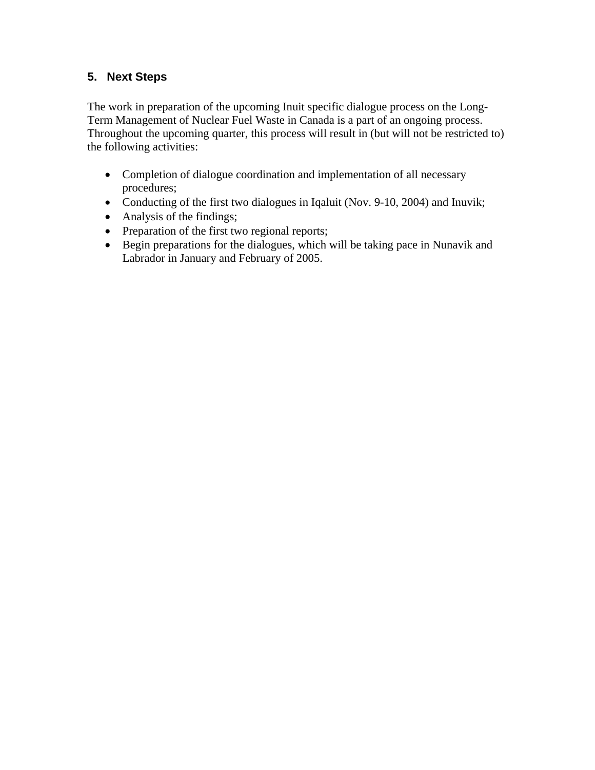## 5. Next Steps

The work in preparation of the upcoming Inuit specific dialogue process on the Long-Term Management of Nuclear Fuel Waste in Canada is a part of an ongoing process. Throughout the upcoming quarter, this process will result in (but will not be restricted to) the following activities:

- Completion of dialogue coordination and implementation of all necessary procedures;
- Conducting of the first two dialogues in Iqaluit (Nov. 9-10, 2004) and Inuvik;
- Analysis of the findings;
- Preparation of the first two regional reports;
- Begin preparations for the dialogues, which will be taking pace in Nunavik and Labrador in January and February of 2005.